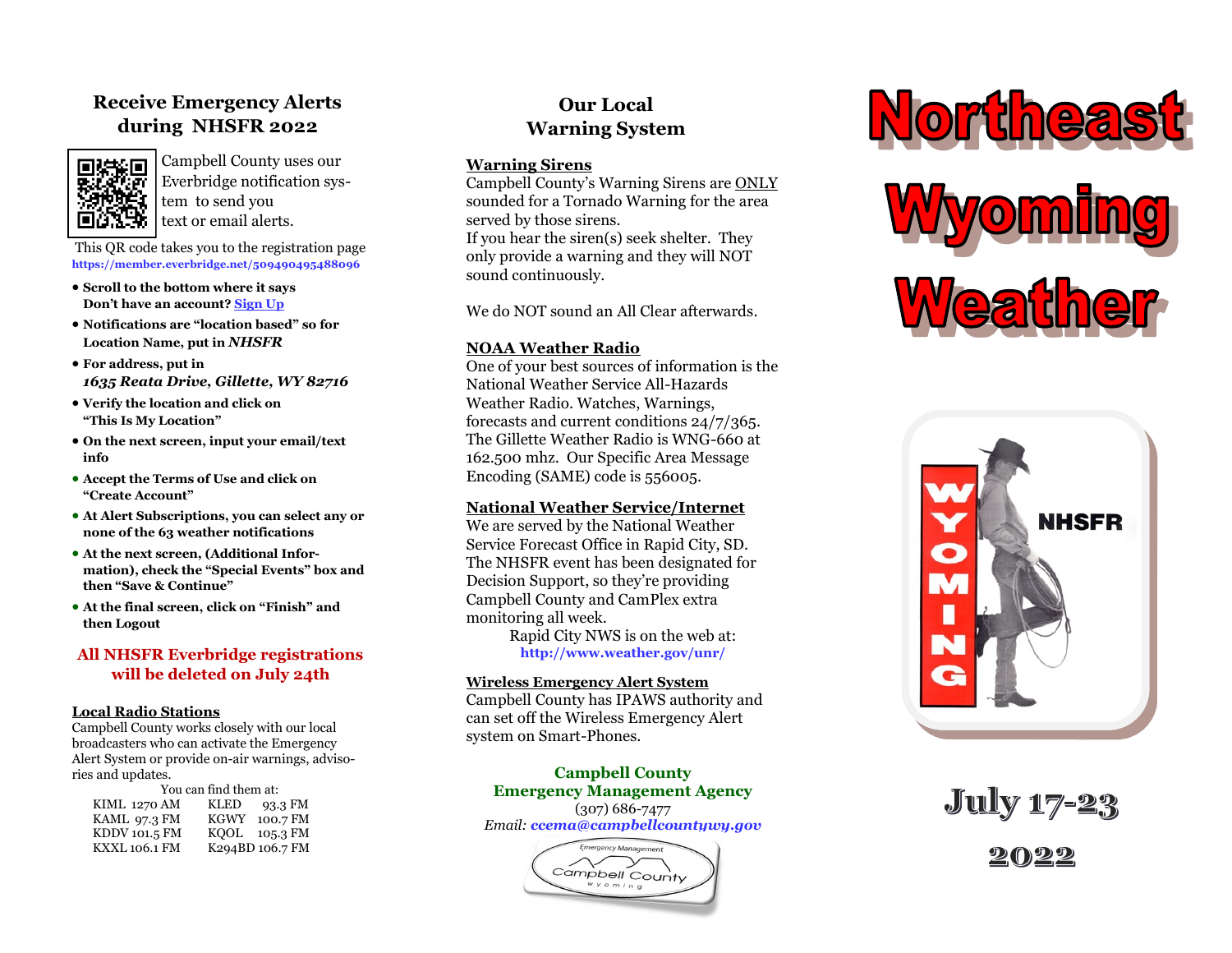## Receive Emergency Alerts during NHSFR 2022

Campbell County uses our Everbridge notification system to send you text or email alerts.

This QR code takes you to the registration page
https://member.everbridge.net/509490495488096

- **Scroll to the bottom where it says Don't have an account? Sign Up**
- **Notifications are "location based" so for Location Name, put in *NHSFR***
- **For address, put in *1635 Reata Drive, Gillette, WY 82716***
- **Verify the location and click on "This Is My Location"**
- **On the next screen, input your email/text info**
- **Accept the Terms of Use and click on "Create Account"**
- **At Alert Subscriptions, you can select any or none of the 63 weather notifications**
- **At the next screen, (Additional Information), check the "Special Events" box and then "Save & Continue"**
- **At the final screen, click on "Finish" and then Logout**

**All NHSFR Everbridge registrations will be deleted on July 24th**

### Local Radio Stations

Campbell County works closely with our local broadcasters who can activate the Emergency Alert System or provide on-air warnings, advisories and updates.

You can find them at:

| | |
|---|---|
| KIML 1270 AM | KLED 93.3 FM |
| KAML 97.3 FM | KGWY 100.7 FM |
| KDDV 101.5 FM | KQOL 105.3 FM |
| KXXL 106.1 FM | K294BD 106.7 FM |

## Our Local Warning System

### Warning Sirens

Campbell County's Warning Sirens are ONLY sounded for a Tornado Warning for the area served by those sirens.
If you hear the siren(s) seek shelter. They only provide a warning and they will NOT sound continuously.

We do NOT sound an All Clear afterwards.

### NOAA Weather Radio

One of your best sources of information is the National Weather Service All-Hazards Weather Radio. Watches, Warnings, forecasts and current conditions 24/7/365. The Gillette Weather Radio is WNG-660 at 162.500 mhz. Our Specific Area Message Encoding (SAME) code is 556005.

### National Weather Service/Internet

We are served by the National Weather Service Forecast Office in Rapid City, SD. The NHSFR event has been designated for Decision Support, so they're providing Campbell County and CamPlex extra monitoring all week.

Rapid City NWS is on the web at:
http://www.weather.gov/unr/

### Wireless Emergency Alert System

Campbell County has IPAWS authority and can set off the Wireless Emergency Alert system on Smart-Phones.

**Campbell County Emergency Management Agency**
(307) 686-7477
*Email: ccema@campbellcountywy.gov*

# Northeast Wyoming Weather

NHSFR

## July 17-23 2022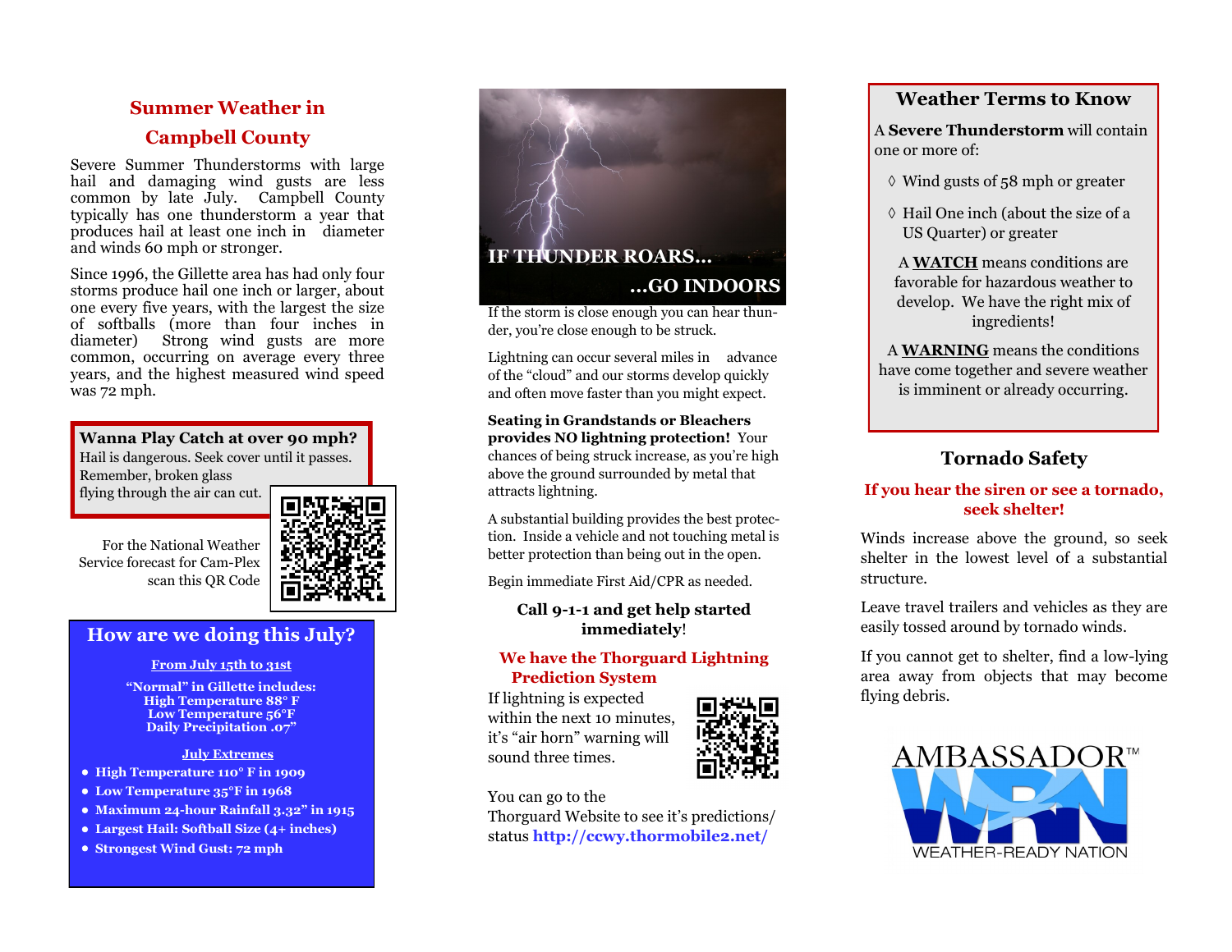## Summer Weather in Campbell County

Severe Summer Thunderstorms with large hail and damaging wind gusts are less common by late July. Campbell County typically has one thunderstorm a year that produces hail at least one inch in diameter and winds 60 mph or stronger.

Since 1996, the Gillette area has had only four storms produce hail one inch or larger, about one every five years, with the largest the size of softballs (more than four inches in diameter) Strong wind gusts are more common, occurring on average every three years, and the highest measured wind speed was 72 mph.

**Wanna Play Catch at over 90 mph?**

Hail is dangerous. Seek cover until it passes. Remember, broken glass flying through the air can cut.

For the National Weather Service forecast for Cam-Plex scan this QR Code

## How are we doing this July?

**From July 15th to 31st**

**"Normal" in Gillette includes:**
**High Temperature 88° F**
**Low Temperature 56°F**
**Daily Precipitation .07"**

**July Extremes**

- **High Temperature 110° F in 1909**
- **Low Temperature 35°F in 1968**
- **Maximum 24-hour Rainfall 3.32" in 1915**
- **Largest Hail: Softball Size (4+ inches)**
- **Strongest Wind Gust: 72 mph**

**IF THUNDER ROARS… …GO INDOORS**

If the storm is close enough you can hear thunder, you're close enough to be struck.

Lightning can occur several miles in advance of the "cloud" and our storms develop quickly and often move faster than you might expect.

**Seating in Grandstands or Bleachers provides NO lightning protection!** Your chances of being struck increase, as you're high above the ground surrounded by metal that attracts lightning.

A substantial building provides the best protection. Inside a vehicle and not touching metal is better protection than being out in the open.

Begin immediate First Aid/CPR as needed.

**Call 9-1-1 and get help started immediately!**

**We have the Thorguard Lightning Prediction System**

If lightning is expected within the next 10 minutes, it's "air horn" warning will sound three times.

You can go to the Thorguard Website to see it's predictions/ status **http://ccwy.thormobile2.net/**

## Weather Terms to Know

A **Severe Thunderstorm** will contain one or more of:

- ◊ Wind gusts of 58 mph or greater
- ◊ Hail One inch (about the size of a US Quarter) or greater

A **WATCH** means conditions are favorable for hazardous weather to develop. We have the right mix of ingredients!

A **WARNING** means the conditions have come together and severe weather is imminent or already occurring.

## Tornado Safety

**If you hear the siren or see a tornado, seek shelter!**

Winds increase above the ground, so seek shelter in the lowest level of a substantial structure.

Leave travel trailers and vehicles as they are easily tossed around by tornado winds.

If you cannot get to shelter, find a low-lying area away from objects that may become flying debris.

AMBASSADOR™ WRN WEATHER-READY NATION